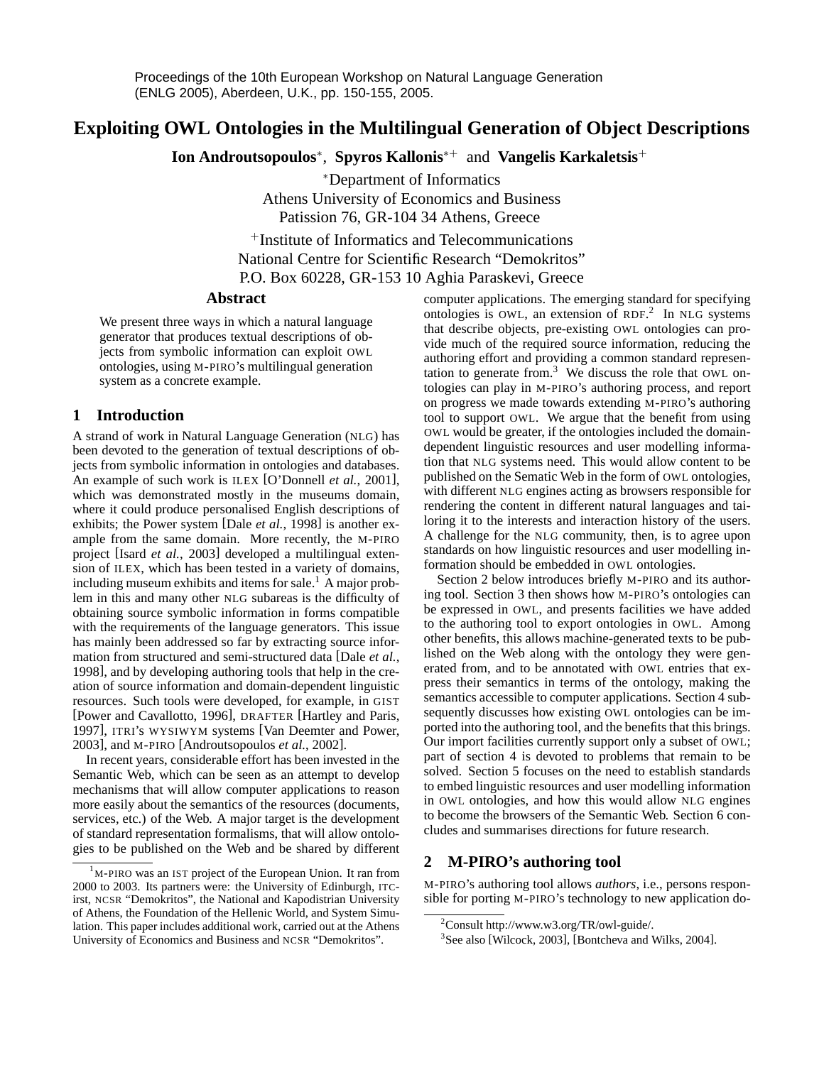Proceedings of the 10th European Workshop on Natural Language Generation (ENLG 2005), Aberdeen, U.K., pp. 150-155, 2005.

# Exploiting OWL Ontologies in the Multilingual Generation of Object Descriptions

**Ion Androutsopoulos**[*], **Spyros Kallonis**[*+] and **Vangelis Karkaletsis**[+]

[*]Department of Informatics
Athens University of Economics and Business
Patission 76, GR-104 34 Athens, Greece

[+]Institute of Informatics and Telecommunications
National Centre for Scientific Research "Demokritos"
P.O. Box 60228, GR-153 10 Aghia Paraskevi, Greece

## Abstract

We present three ways in which a natural language generator that produces textual descriptions of objects from symbolic information can exploit OWL ontologies, using M-PIRO's multilingual generation system as a concrete example.

## 1 Introduction

A strand of work in Natural Language Generation (NLG) has been devoted to the generation of textual descriptions of objects from symbolic information in ontologies and databases. An example of such work is ILEX [O'Donnell *et al.*, 2001], which was demonstrated mostly in the museums domain, where it could produce personalised English descriptions of exhibits; the Power system [Dale *et al.*, 1998] is another example from the same domain. More recently, the M-PIRO project [Isard *et al.*, 2003] developed a multilingual extension of ILEX, which has been tested in a variety of domains, including museum exhibits and items for sale.[1] A major problem in this and many other NLG subareas is the difficulty of obtaining source symbolic information in forms compatible with the requirements of the language generators. This issue has mainly been addressed so far by extracting source information from structured and semi-structured data [Dale *et al.*, 1998], and by developing authoring tools that help in the creation of source information and domain-dependent linguistic resources. Such tools were developed, for example, in GIST [Power and Cavallotto, 1996], DRAFTER [Hartley and Paris, 1997], ITRI's WYSIWYM systems [Van Deemter and Power, 2003], and M-PIRO [Androutsopoulos *et al.*, 2002].

In recent years, considerable effort has been invested in the Semantic Web, which can be seen as an attempt to develop mechanisms that will allow computer applications to reason more easily about the semantics of the resources (documents, services, etc.) of the Web. A major target is the development of standard representation formalisms, that will allow ontologies to be published on the Web and be shared by different computer applications. The emerging standard for specifying ontologies is OWL, an extension of RDF.[2] In NLG systems that describe objects, pre-existing OWL ontologies can provide much of the required source information, reducing the authoring effort and providing a common standard representation to generate from.[3] We discuss the role that OWL ontologies can play in M-PIRO's authoring process, and report on progress we made towards extending M-PIRO's authoring tool to support OWL. We argue that the benefit from using OWL would be greater, if the ontologies included the domain-dependent linguistic resources and user modelling information that NLG systems need. This would allow content to be published on the Sematic Web in the form of OWL ontologies, with different NLG engines acting as browsers responsible for rendering the content in different natural languages and tailoring it to the interests and interaction history of the users. A challenge for the NLG community, then, is to agree upon standards on how linguistic resources and user modelling information should be embedded in OWL ontologies.

Section 2 below introduces briefly M-PIRO and its authoring tool. Section 3 then shows how M-PIRO's ontologies can be expressed in OWL, and presents facilities we have added to the authoring tool to export ontologies in OWL. Among other benefits, this allows machine-generated texts to be published on the Web along with the ontology they were generated from, and to be annotated with OWL entries that express their semantics in terms of the ontology, making the semantics accessible to computer applications. Section 4 subsequently discusses how existing OWL ontologies can be imported into the authoring tool, and the benefits that this brings. Our import facilities currently support only a subset of OWL; part of section 4 is devoted to problems that remain to be solved. Section 5 focuses on the need to establish standards to embed linguistic resources and user modelling information in OWL ontologies, and how this would allow NLG engines to become the browsers of the Semantic Web. Section 6 concludes and summarises directions for future research.

## 2 M-PIRO's authoring tool

M-PIRO's authoring tool allows *authors*, i.e., persons responsible for porting M-PIRO's technology to new application do-

[1] M-PIRO was an IST project of the European Union. It ran from 2000 to 2003. Its partners were: the University of Edinburgh, ITC-irst, NCSR "Demokritos", the National and Kapodistrian University of Athens, the Foundation of the Hellenic World, and System Simulation. This paper includes additional work, carried out at the Athens University of Economics and Business and NCSR "Demokritos".

[2] Consult http://www.w3.org/TR/owl-guide/.

[3] See also [Wilcock, 2003], [Bontcheva and Wilks, 2004].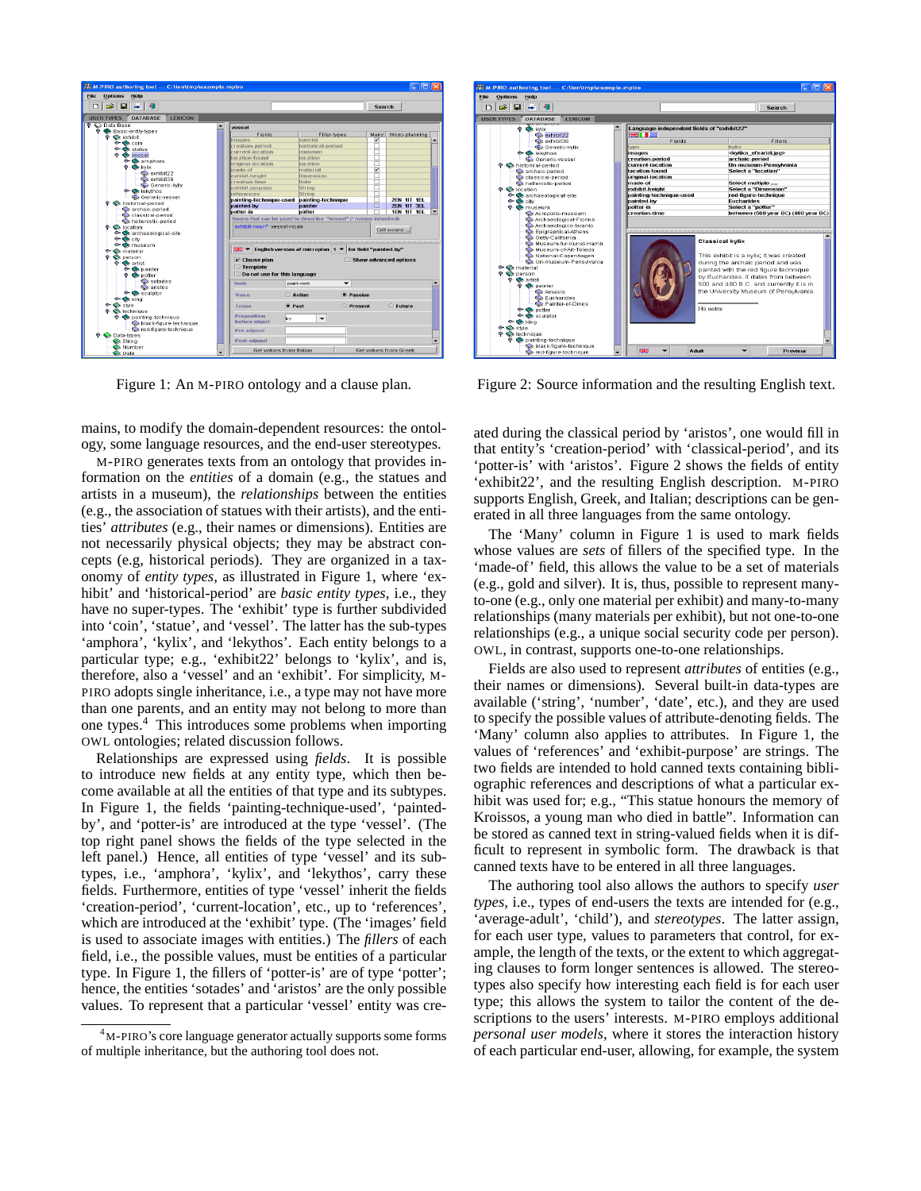Figure 1: An M-PIRO ontology and a clause plan.

Figure 2: Source information and the resulting English text.

mains, to modify the domain-dependent resources: the ontology, some language resources, and the end-user stereotypes.

M-PIRO generates texts from an ontology that provides information on the *entities* of a domain (e.g., the statues and artists in a museum), the *relationships* between the entities (e.g., the association of statues with their artists), and the entities' *attributes* (e.g., their names or dimensions). Entities are not necessarily physical objects; they may be abstract concepts (e.g, historical periods). They are organized in a taxonomy of *entity types*, as illustrated in Figure 1, where 'exhibit' and 'historical-period' are *basic entity types*, i.e., they have no super-types. The 'exhibit' type is further subdivided into 'coin', 'statue', and 'vessel'. The latter has the sub-types 'amphora', 'kylix', and 'lekythos'. Each entity belongs to a particular type; e.g., 'exhibit22' belongs to 'kylix', and is, therefore, also a 'vessel' and an 'exhibit'. For simplicity, M-PIRO adopts single inheritance, i.e., a type may not have more than one parents, and an entity may not belong to more than one types.[4] This introduces some problems when importing OWL ontologies; related discussion follows.

Relationships are expressed using *fields*. It is possible to introduce new fields at any entity type, which then become available at all the entities of that type and its subtypes. In Figure 1, the fields 'painting-technique-used', 'painted-by', and 'potter-is' are introduced at the type 'vessel'. (The top right panel shows the fields of the type selected in the left panel.) Hence, all entities of type 'vessel' and its subtypes, i.e., 'amphora', 'kylix', and 'lekythos', carry these fields. Furthermore, entities of type 'vessel' inherit the fields 'creation-period', 'current-location', etc., up to 'references', which are introduced at the 'exhibit' type. (The 'images' field is used to associate images with entities.) The *fillers* of each field, i.e., the possible values, must be entities of a particular type. In Figure 1, the fillers of 'potter-is' are of type 'potter'; hence, the entities 'sotades' and 'aristos' are the only possible values. To represent that a particular 'vessel' entity was created during the classical period by 'aristos', one would fill in that entity's 'creation-period' with 'classical-period', and its 'potter-is' with 'aristos'. Figure 2 shows the fields of entity 'exhibit22', and the resulting English description. M-PIRO supports English, Greek, and Italian; descriptions can be generated in all three languages from the same ontology.

The 'Many' column in Figure 1 is used to mark fields whose values are *sets* of fillers of the specified type. In the 'made-of' field, this allows the value to be a set of materials (e.g., gold and silver). It is, thus, possible to represent many-to-one (e.g., only one material per exhibit) and many-to-many relationships (many materials per exhibit), but not one-to-one relationships (e.g., a unique social security code per person). OWL, in contrast, supports one-to-one relationships.

Fields are also used to represent *attributes* of entities (e.g., their names or dimensions). Several built-in data-types are available ('string', 'number', 'date', etc.), and they are used to specify the possible values of attribute-denoting fields. The 'Many' column also applies to attributes. In Figure 1, the values of 'references' and 'exhibit-purpose' are strings. The two fields are intended to hold canned texts containing bibliographic references and descriptions of what a particular exhibit was used for; e.g., "This statue honours the memory of Kroissos, a young man who died in battle". Information can be stored as canned text in string-valued fields when it is difficult to represent in symbolic form. The drawback is that canned texts have to be entered in all three languages.

The authoring tool also allows the authors to specify *user types*, i.e., types of end-users the texts are intended for (e.g., 'average-adult', 'child'), and *stereotypes*. The latter assign, for each user type, values to parameters that control, for example, the length of the texts, or the extent to which aggregating clauses to form longer sentences is allowed. The stereotypes also specify how interesting each field is for each user type; this allows the system to tailor the content of the descriptions to the users' interests. M-PIRO employs additional *personal user models*, where it stores the interaction history of each particular end-user, allowing, for example, the system

[4] M-PIRO's core language generator actually supports some forms of multiple inheritance, but the authoring tool does not.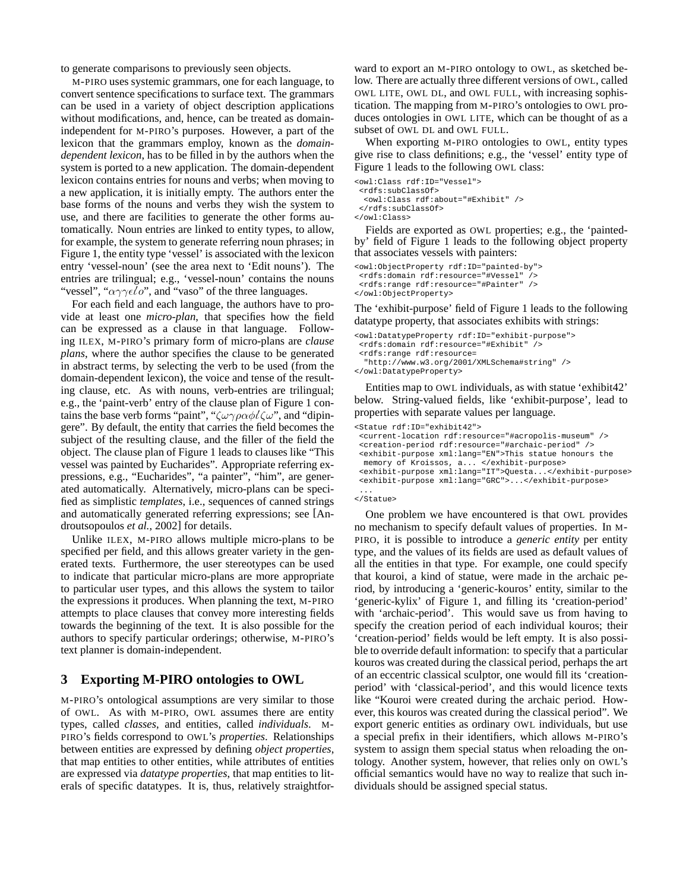to generate comparisons to previously seen objects.

M-PIRO uses systemic grammars, one for each language, to convert sentence specifications to surface text. The grammars can be used in a variety of object description applications without modifications, and, hence, can be treated as domain-independent for M-PIRO's purposes. However, a part of the lexicon that the grammars employ, known as the *domain-dependent lexicon*, has to be filled in by the authors when the system is ported to a new application. The domain-dependent lexicon contains entries for nouns and verbs; when moving to a new application, it is initially empty. The authors enter the base forms of the nouns and verbs they wish the system to use, and there are facilities to generate the other forms automatically. Noun entries are linked to entity types, to allow, for example, the system to generate referring noun phrases; in Figure 1, the entity type 'vessel' is associated with the lexicon entry 'vessel-noun' (see the area next to 'Edit nouns'). The entries are trilingual; e.g., 'vessel-noun' contains the nouns "vessel", "αγγείο", and "vaso" of the three languages.

For each field and each language, the authors have to provide at least one *micro-plan*, that specifies how the field can be expressed as a clause in that language. Following ILEX, M-PIRO's primary form of micro-plans are *clause plans*, where the author specifies the clause to be generated in abstract terms, by selecting the verb to be used (from the domain-dependent lexicon), the voice and tense of the resulting clause, etc. As with nouns, verb-entries are trilingual; e.g., the 'paint-verb' entry of the clause plan of Figure 1 contains the base verb forms "paint", "ζωγραφίζω", and "dipingere". By default, the entity that carries the field becomes the subject of the resulting clause, and the filler of the field the object. The clause plan of Figure 1 leads to clauses like "This vessel was painted by Eucharides". Appropriate referring expressions, e.g., "Eucharides", "a painter", "him", are generated automatically. Alternatively, micro-plans can be specified as simplistic *templates*, i.e., sequences of canned strings and automatically generated referring expressions; see [Androutsopoulos *et al.*, 2002] for details.

Unlike ILEX, M-PIRO allows multiple micro-plans to be specified per field, and this allows greater variety in the generated texts. Furthermore, the user stereotypes can be used to indicate that particular micro-plans are more appropriate to particular user types, and this allows the system to tailor the expressions it produces. When planning the text, M-PIRO attempts to place clauses that convey more interesting fields towards the beginning of the text. It is also possible for the authors to specify particular orderings; otherwise, M-PIRO's text planner is domain-independent.

## 3 Exporting M-PIRO ontologies to OWL

M-PIRO's ontological assumptions are very similar to those of OWL. As with M-PIRO, OWL assumes there are entity types, called *classes*, and entities, called *individuals*. M-PIRO's fields correspond to OWL's *properties*. Relationships between entities are expressed by defining *object properties*, that map entities to other entities, while attributes of entities are expressed via *datatype properties*, that map entities to literals of specific datatypes. It is, thus, relatively straightforward to export an M-PIRO ontology to OWL, as sketched below. There are actually three different versions of OWL, called OWL LITE, OWL DL, and OWL FULL, with increasing sophistication. The mapping from M-PIRO's ontologies to OWL produces ontologies in OWL LITE, which can be thought of as a subset of OWL DL and OWL FULL.

When exporting M-PIRO ontologies to OWL, entity types give rise to class definitions; e.g., the 'vessel' entity type of Figure 1 leads to the following OWL class:

```
<owl:Class rdf:ID="Vessel">
 <rdfs:subClassOf>
  <owl:Class rdf:about="#Exhibit" />
 </rdfs:subClassOf>
</owl:Class>
```

Fields are exported as OWL properties; e.g., the 'painted-by' field of Figure 1 leads to the following object property that associates vessels with painters:

```
<owl:ObjectProperty rdf:ID="painted-by">
 <rdfs:domain rdf:resource="#Vessel" />
 <rdfs:range rdf:resource="#Painter" />
</owl:ObjectProperty>
```

The 'exhibit-purpose' field of Figure 1 leads to the following datatype property, that associates exhibits with strings:

```
<owl:DatatypeProperty rdf:ID="exhibit-purpose">
 <rdfs:domain rdf:resource="#Exhibit" />
 <rdfs:range rdf:resource=
  "http://www.w3.org/2001/XMLSchema#string" />
</owl:DatatypeProperty>
```

Entities map to OWL individuals, as with statue 'exhibit42' below. String-valued fields, like 'exhibit-purpose', lead to properties with separate values per language.

```
<Statue rdf:ID="exhibit42">
 <current-location rdf:resource="#acropolis-museum" />
 <creation-period rdf:resource="#archaic-period" />
 <exhibit-purpose xml:lang="EN">This statue honours the
  memory of Kroissos, a... </exhibit-purpose>
 <exhibit-purpose xml:lang="IT">Questa...</exhibit-purpose>
 <exhibit-purpose xml:lang="GRC">...</exhibit-purpose>
 ...
</Statue>
```

One problem we have encountered is that OWL provides no mechanism to specify default values of properties. In M-PIRO, it is possible to introduce a *generic entity* per entity type, and the values of its fields are used as default values of all the entities in that type. For example, one could specify that kouroi, a kind of statue, were made in the archaic period, by introducing a 'generic-kouros' entity, similar to the 'generic-kylix' of Figure 1, and filling its 'creation-period' with 'archaic-period'. This would save us from having to specify the creation period of each individual kouros; their 'creation-period' fields would be left empty. It is also possible to override default information: to specify that a particular kouros was created during the classical period, perhaps the art of an eccentric classical sculptor, one would fill its 'creation-period' with 'classical-period', and this would licence texts like "Kouroi were created during the archaic period. However, this kouros was created during the classical period". We export generic entities as ordinary OWL individuals, but use a special prefix in their identifiers, which allows M-PIRO's system to assign them special status when reloading the ontology. Another system, however, that relies only on OWL's official semantics would have no way to realize that such individuals should be assigned special status.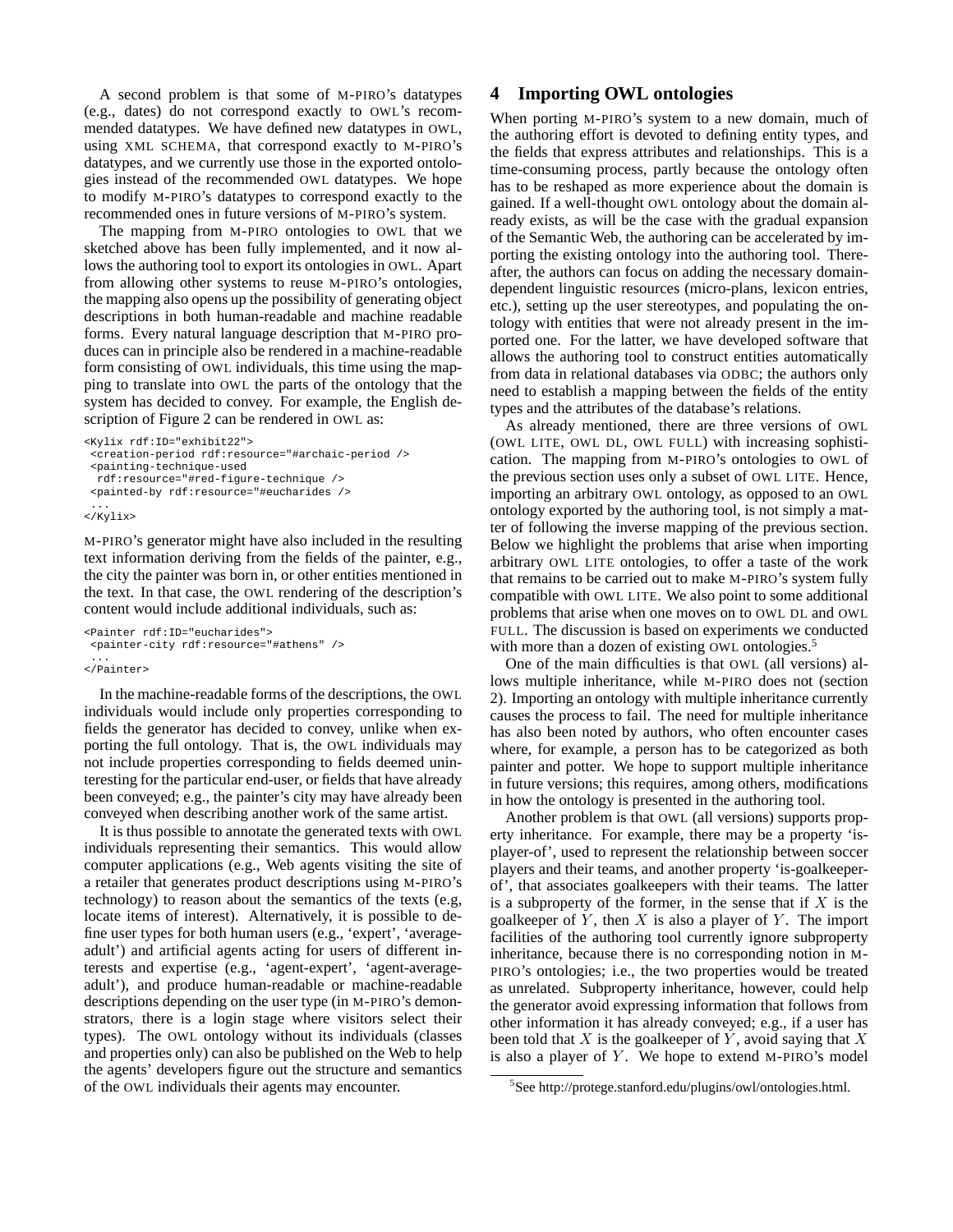A second problem is that some of M-PIRO's datatypes (e.g., dates) do not correspond exactly to OWL's recommended datatypes. We have defined new datatypes in OWL, using XML SCHEMA, that correspond exactly to M-PIRO's datatypes, and we currently use those in the exported ontologies instead of the recommended OWL datatypes. We hope to modify M-PIRO's datatypes to correspond exactly to the recommended ones in future versions of M-PIRO's system.

The mapping from M-PIRO ontologies to OWL that we sketched above has been fully implemented, and it now allows the authoring tool to export its ontologies in OWL. Apart from allowing other systems to reuse M-PIRO's ontologies, the mapping also opens up the possibility of generating object descriptions in both human-readable and machine readable forms. Every natural language description that M-PIRO produces can in principle also be rendered in a machine-readable form consisting of OWL individuals, this time using the mapping to translate into OWL the parts of the ontology that the system has decided to convey. For example, the English description of Figure 2 can be rendered in OWL as:

```
<Kylix rdf:ID="exhibit22">
 <creation-period rdf:resource="#archaic-period />
 <painting-technique-used
  rdf:resource="#red-figure-technique />
 <painted-by rdf:resource="#eucharides />
 ...
</Kylix>
```

M-PIRO's generator might have also included in the resulting text information deriving from the fields of the painter, e.g., the city the painter was born in, or other entities mentioned in the text. In that case, the OWL rendering of the description's content would include additional individuals, such as:

```
<Painter rdf:ID="eucharides">
 <painter-city rdf:resource="#athens" />
 ...
</Painter>
```

In the machine-readable forms of the descriptions, the OWL individuals would include only properties corresponding to fields the generator has decided to convey, unlike when exporting the full ontology. That is, the OWL individuals may not include properties corresponding to fields deemed uninteresting for the particular end-user, or fields that have already been conveyed; e.g., the painter's city may have already been conveyed when describing another work of the same artist.

It is thus possible to annotate the generated texts with OWL individuals representing their semantics. This would allow computer applications (e.g., Web agents visiting the site of a retailer that generates product descriptions using M-PIRO's technology) to reason about the semantics of the texts (e.g, locate items of interest). Alternatively, it is possible to define user types for both human users (e.g., 'expert', 'average-adult') and artificial agents acting for users of different interests and expertise (e.g., 'agent-expert', 'agent-average-adult'), and produce human-readable or machine-readable descriptions depending on the user type (in M-PIRO's demonstrators, there is a login stage where visitors select their types). The OWL ontology without its individuals (classes and properties only) can also be published on the Web to help the agents' developers figure out the structure and semantics of the OWL individuals their agents may encounter.

## 4 Importing OWL ontologies

When porting M-PIRO's system to a new domain, much of the authoring effort is devoted to defining entity types, and the fields that express attributes and relationships. This is a time-consuming process, partly because the ontology often has to be reshaped as more experience about the domain is gained. If a well-thought OWL ontology about the domain already exists, as will be the case with the gradual expansion of the Semantic Web, the authoring can be accelerated by importing the existing ontology into the authoring tool. Thereafter, the authors can focus on adding the necessary domain-dependent linguistic resources (micro-plans, lexicon entries, etc.), setting up the user stereotypes, and populating the ontology with entities that were not already present in the imported one. For the latter, we have developed software that allows the authoring tool to construct entities automatically from data in relational databases via ODBC; the authors only need to establish a mapping between the fields of the entity types and the attributes of the database's relations.

As already mentioned, there are three versions of OWL (OWL LITE, OWL DL, OWL FULL) with increasing sophistication. The mapping from M-PIRO's ontologies to OWL of the previous section uses only a subset of OWL LITE. Hence, importing an arbitrary OWL ontology, as opposed to an OWL ontology exported by the authoring tool, is not simply a matter of following the inverse mapping of the previous section. Below we highlight the problems that arise when importing arbitrary OWL LITE ontologies, to offer a taste of the work that remains to be carried out to make M-PIRO's system fully compatible with OWL LITE. We also point to some additional problems that arise when one moves on to OWL DL and OWL FULL. The discussion is based on experiments we conducted with more than a dozen of existing OWL ontologies.[5]

One of the main difficulties is that OWL (all versions) allows multiple inheritance, while M-PIRO does not (section 2). Importing an ontology with multiple inheritance currently causes the process to fail. The need for multiple inheritance has also been noted by authors, who often encounter cases where, for example, a person has to be categorized as both painter and potter. We hope to support multiple inheritance in future versions; this requires, among others, modifications in how the ontology is presented in the authoring tool.

Another problem is that OWL (all versions) supports property inheritance. For example, there may be a property 'is-player-of', used to represent the relationship between soccer players and their teams, and another property 'is-goalkeeper-of', that associates goalkeepers with their teams. The latter is a subproperty of the former, in the sense that if $X$ is the goalkeeper of $Y$, then $X$ is also a player of $Y$. The import facilities of the authoring tool currently ignore subproperty inheritance, because there is no corresponding notion in M-PIRO's ontologies; i.e., the two properties would be treated as unrelated. Subproperty inheritance, however, could help the generator avoid expressing information that follows from other information it has already conveyed; e.g., if a user has been told that $X$ is the goalkeeper of $Y$, avoid saying that $X$ is also a player of $Y$. We hope to extend M-PIRO's model

[5] See http://protege.stanford.edu/plugins/owl/ontologies.html.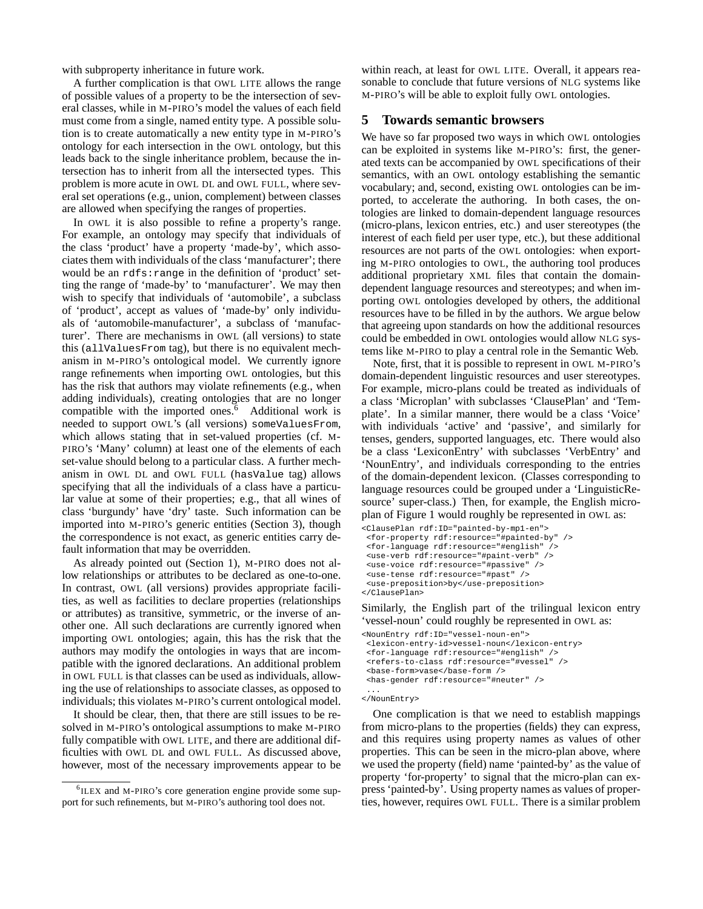with subproperty inheritance in future work.

A further complication is that OWL LITE allows the range of possible values of a property to be the intersection of several classes, while in M-PIRO's model the values of each field must come from a single, named entity type. A possible solution is to create automatically a new entity type in M-PIRO's ontology for each intersection in the OWL ontology, but this leads back to the single inheritance problem, because the intersection has to inherit from all the intersected types. This problem is more acute in OWL DL and OWL FULL, where several set operations (e.g., union, complement) between classes are allowed when specifying the ranges of properties.

In OWL it is also possible to refine a property's range. For example, an ontology may specify that individuals of the class 'product' have a property 'made-by', which associates them with individuals of the class 'manufacturer'; there would be an `rdfs:range` in the definition of 'product' setting the range of 'made-by' to 'manufacturer'. We may then wish to specify that individuals of 'automobile', a subclass of 'product', accept as values of 'made-by' only individuals of 'automobile-manufacturer', a subclass of 'manufacturer'. There are mechanisms in OWL (all versions) to state this (`allValuesFrom` tag), but there is no equivalent mechanism in M-PIRO's ontological model. We currently ignore range refinements when importing OWL ontologies, but this has the risk that authors may violate refinements (e.g., when adding individuals), creating ontologies that are no longer compatible with the imported ones.[6] Additional work is needed to support OWL's (all versions) `someValuesFrom`, which allows stating that in set-valued properties (cf. M-PIRO's 'Many' column) at least one of the elements of each set-value should belong to a particular class. A further mechanism in OWL DL and OWL FULL (`hasValue` tag) allows specifying that all the individuals of a class have a particular value at some of their properties; e.g., that all wines of class 'burgundy' have 'dry' taste. Such information can be imported into M-PIRO's generic entities (Section 3), though the correspondence is not exact, as generic entities carry default information that may be overridden.

As already pointed out (Section 1), M-PIRO does not allow relationships or attributes to be declared as one-to-one. In contrast, OWL (all versions) provides appropriate facilities, as well as facilities to declare properties (relationships or attributes) as transitive, symmetric, or the inverse of another one. All such declarations are currently ignored when importing OWL ontologies; again, this has the risk that the authors may modify the ontologies in ways that are incompatible with the ignored declarations. An additional problem in OWL FULL is that classes can be used as individuals, allowing the use of relationships to associate classes, as opposed to individuals; this violates M-PIRO's current ontological model.

It should be clear, then, that there are still issues to be resolved in M-PIRO's ontological assumptions to make M-PIRO fully compatible with OWL LITE, and there are additional difficulties with OWL DL and OWL FULL. As discussed above, however, most of the necessary improvements appear to be within reach, at least for OWL LITE. Overall, it appears reasonable to conclude that future versions of NLG systems like M-PIRO's will be able to exploit fully OWL ontologies.

[6] ILEX and M-PIRO's core generation engine provide some support for such refinements, but M-PIRO's authoring tool does not.

## 5 Towards semantic browsers

We have so far proposed two ways in which OWL ontologies can be exploited in systems like M-PIRO's: first, the generated texts can be accompanied by OWL specifications of their semantics, with an OWL ontology establishing the semantic vocabulary; and, second, existing OWL ontologies can be imported, to accelerate the authoring. In both cases, the ontologies are linked to domain-dependent language resources (micro-plans, lexicon entries, etc.) and user stereotypes (the interest of each field per user type, etc.), but these additional resources are not parts of the OWL ontologies: when exporting M-PIRO ontologies to OWL, the authoring tool produces additional proprietary XML files that contain the domain-dependent language resources and stereotypes; and when importing OWL ontologies developed by others, the additional resources have to be filled in by the authors. We argue below that agreeing upon standards on how the additional resources could be embedded in OWL ontologies would allow NLG systems like M-PIRO to play a central role in the Semantic Web.

Note, first, that it is possible to represent in OWL M-PIRO's domain-dependent linguistic resources and user stereotypes. For example, micro-plans could be treated as individuals of a class 'Microplan' with subclasses 'ClausePlan' and 'Template'. In a similar manner, there would be a class 'Voice' with individuals 'active' and 'passive', and similarly for tenses, genders, supported languages, etc. There would also be a class 'LexiconEntry' with subclasses 'VerbEntry' and 'NounEntry', and individuals corresponding to the entries of the domain-dependent lexicon. (Classes corresponding to language resources could be grouped under a 'LinguisticResource' super-class.) Then, for example, the English micro-plan of Figure 1 would roughly be represented in OWL as:

```
<ClausePlan rdf:ID="painted-by-mp1-en">
 <for-property rdf:resource="#painted-by" />
 <for-language rdf:resource="#english" />
 <use-verb rdf:resource="#paint-verb" />
 <use-voice rdf:resource="#passive" />
 <use-tense rdf:resource="#past" />
 <use-preposition>by</use-preposition>
</ClausePlan>
```

Similarly, the English part of the trilingual lexicon entry 'vessel-noun' could roughly be represented in OWL as:

```
<NounEntry rdf:ID="vessel-noun-en">
 <lexicon-entry-id>vessel-noun</lexicon-entry>
 <for-language rdf:resource="#english" />
 <refers-to-class rdf:resource="#vessel" />
 <base-form>vase</base-form />
 <has-gender rdf:resource="#neuter" />
 ...
</NounEntry>
```

One complication is that we need to establish mappings from micro-plans to the properties (fields) they can express, and this requires using property names as values of other properties. This can be seen in the micro-plan above, where we used the property (field) name 'painted-by' as the value of property 'for-property' to signal that the micro-plan can express 'painted-by'. Using property names as values of properties, however, requires OWL FULL. There is a similar problem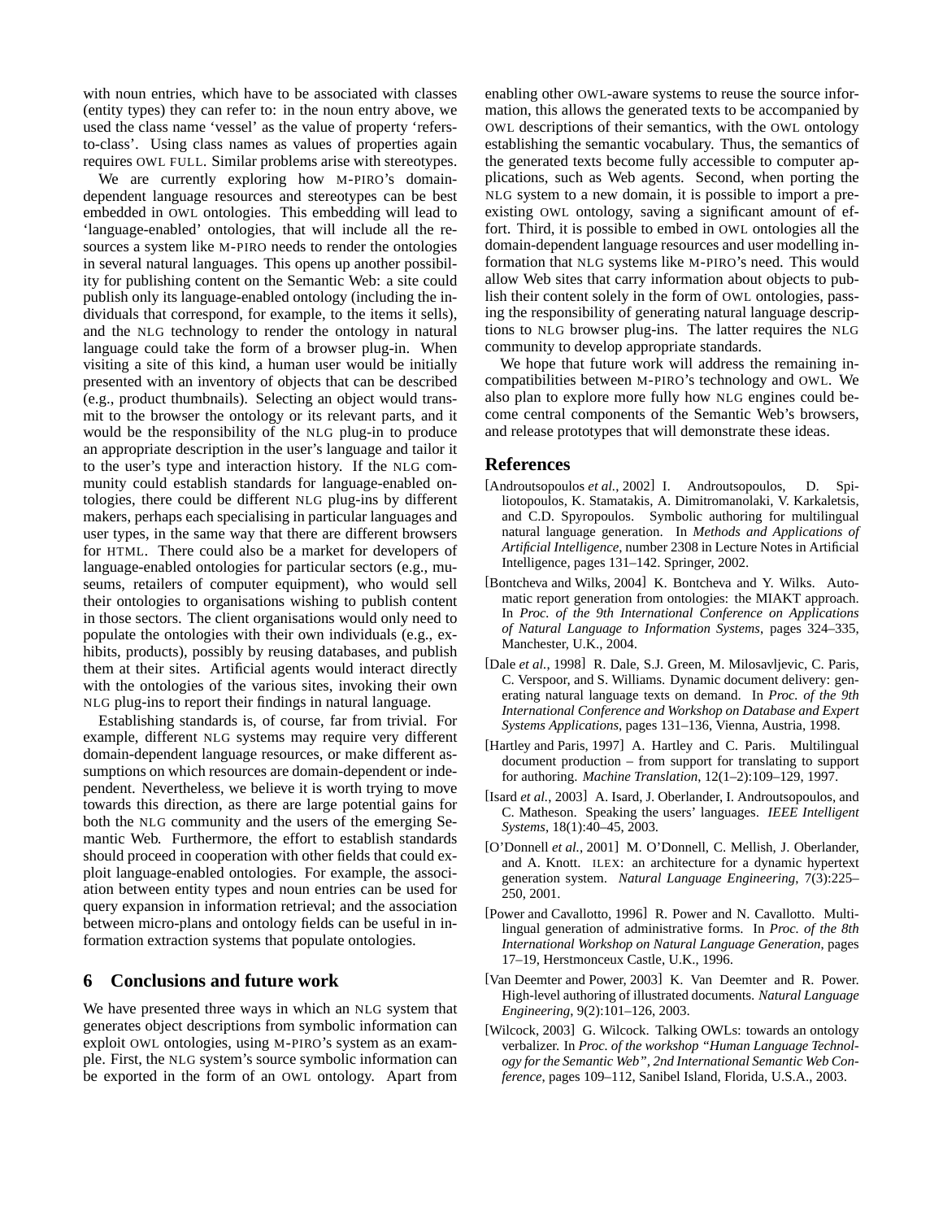with noun entries, which have to be associated with classes (entity types) they can refer to: in the noun entry above, we used the class name 'vessel' as the value of property 'refers-to-class'. Using class names as values of properties again requires OWL FULL. Similar problems arise with stereotypes.

We are currently exploring how M-PIRO's domain-dependent language resources and stereotypes can be best embedded in OWL ontologies. This embedding will lead to 'language-enabled' ontologies, that will include all the resources a system like M-PIRO needs to render the ontologies in several natural languages. This opens up another possibility for publishing content on the Semantic Web: a site could publish only its language-enabled ontology (including the individuals that correspond, for example, to the items it sells), and the NLG technology to render the ontology in natural language could take the form of a browser plug-in. When visiting a site of this kind, a human user would be initially presented with an inventory of objects that can be described (e.g., product thumbnails). Selecting an object would transmit to the browser the ontology or its relevant parts, and it would be the responsibility of the NLG plug-in to produce an appropriate description in the user's language and tailor it to the user's type and interaction history. If the NLG community could establish standards for language-enabled ontologies, there could be different NLG plug-ins by different makers, perhaps each specialising in particular languages and user types, in the same way that there are different browsers for HTML. There could also be a market for developers of language-enabled ontologies for particular sectors (e.g., museums, retailers of computer equipment), who would sell their ontologies to organisations wishing to publish content in those sectors. The client organisations would only need to populate the ontologies with their own individuals (e.g., exhibits, products), possibly by reusing databases, and publish them at their sites. Artificial agents would interact directly with the ontologies of the various sites, invoking their own NLG plug-ins to report their findings in natural language.

Establishing standards is, of course, far from trivial. For example, different NLG systems may require very different domain-dependent language resources, or make different assumptions on which resources are domain-dependent or independent. Nevertheless, we believe it is worth trying to move towards this direction, as there are large potential gains for both the NLG community and the users of the emerging Semantic Web. Furthermore, the effort to establish standards should proceed in cooperation with other fields that could exploit language-enabled ontologies. For example, the association between entity types and noun entries can be used for query expansion in information retrieval; and the association between micro-plans and ontology fields can be useful in information extraction systems that populate ontologies.

## 6 Conclusions and future work

We have presented three ways in which an NLG system that generates object descriptions from symbolic information can exploit OWL ontologies, using M-PIRO's system as an example. First, the NLG system's source symbolic information can be exported in the form of an OWL ontology. Apart from enabling other OWL-aware systems to reuse the source information, this allows the generated texts to be accompanied by OWL descriptions of their semantics, with the OWL ontology establishing the semantic vocabulary. Thus, the semantics of the generated texts become fully accessible to computer applications, such as Web agents. Second, when porting the NLG system to a new domain, it is possible to import a pre-existing OWL ontology, saving a significant amount of effort. Third, it is possible to embed in OWL ontologies all the domain-dependent language resources and user modelling information that NLG systems like M-PIRO's need. This would allow Web sites that carry information about objects to publish their content solely in the form of OWL ontologies, passing the responsibility of generating natural language descriptions to NLG browser plug-ins. The latter requires the NLG community to develop appropriate standards.

We hope that future work will address the remaining incompatibilities between M-PIRO's technology and OWL. We also plan to explore more fully how NLG engines could become central components of the Semantic Web's browsers, and release prototypes that will demonstrate these ideas.

## References

[Androutsopoulos *et al.*, 2002] I. Androutsopoulos, D. Spiliotopoulos, K. Stamatakis, A. Dimitromanolaki, V. Karkaletsis, and C.D. Spyropoulos. Symbolic authoring for multilingual natural language generation. In *Methods and Applications of Artificial Intelligence*, number 2308 in Lecture Notes in Artificial Intelligence, pages 131–142. Springer, 2002.

[Bontcheva and Wilks, 2004] K. Bontcheva and Y. Wilks. Automatic report generation from ontologies: the MIAKT approach. In *Proc. of the 9th International Conference on Applications of Natural Language to Information Systems*, pages 324–335, Manchester, U.K., 2004.

[Dale *et al.*, 1998] R. Dale, S.J. Green, M. Milosavljevic, C. Paris, C. Verspoor, and S. Williams. Dynamic document delivery: generating natural language texts on demand. In *Proc. of the 9th International Conference and Workshop on Database and Expert Systems Applications*, pages 131–136, Vienna, Austria, 1998.

[Hartley and Paris, 1997] A. Hartley and C. Paris. Multilingual document production – from support for translating to support for authoring. *Machine Translation*, 12(1–2):109–129, 1997.

[Isard *et al.*, 2003] A. Isard, J. Oberlander, I. Androutsopoulos, and C. Matheson. Speaking the users' languages. *IEEE Intelligent Systems*, 18(1):40–45, 2003.

[O'Donnell *et al.*, 2001] M. O'Donnell, C. Mellish, J. Oberlander, and A. Knott. ILEX: an architecture for a dynamic hypertext generation system. *Natural Language Engineering*, 7(3):225–250, 2001.

[Power and Cavallotto, 1996] R. Power and N. Cavallotto. Multilingual generation of administrative forms. In *Proc. of the 8th International Workshop on Natural Language Generation*, pages 17–19, Herstmonceux Castle, U.K., 1996.

[Van Deemter and Power, 2003] K. Van Deemter and R. Power. High-level authoring of illustrated documents. *Natural Language Engineering*, 9(2):101–126, 2003.

[Wilcock, 2003] G. Wilcock. Talking OWLs: towards an ontology verbalizer. In *Proc. of the workshop "Human Language Technology for the Semantic Web", 2nd International Semantic Web Conference*, pages 109–112, Sanibel Island, Florida, U.S.A., 2003.